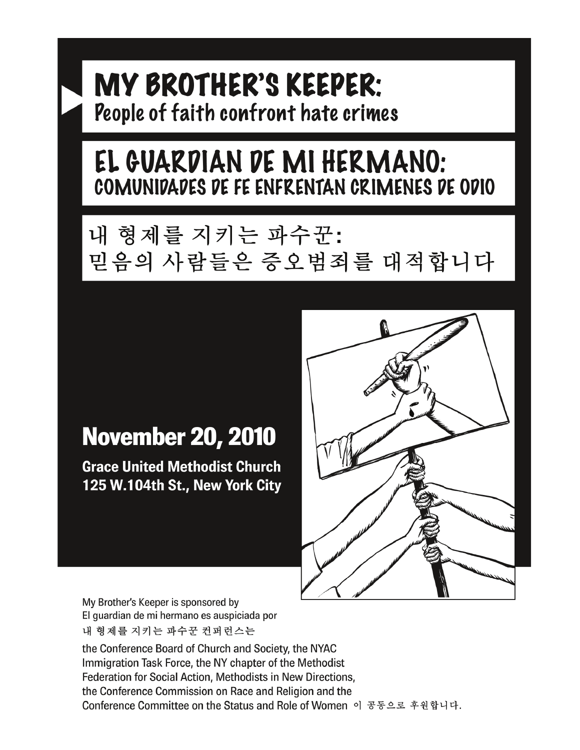# MY BROTHER'S KEEPER:
## People of faith confront hate crimes

# EL GUARDIAN DE MI HERMANO:
## COMUNIDADES DE FE ENFRENTAN CRIMENES DE ODIO

# 내 형제를 지키는 파수꾼:
## 믿음의 사람들은 증오범죄를 대적합니다

**November 20, 2010**

**Grace United Methodist Church**
**125 W.104th St., New York City**

My Brother's Keeper is sponsored by
El guardian de mi hermano es auspiciada por
내 형제를 지키는 파수꾼 컨퍼런스는

the Conference Board of Church and Society, the NYAC Immigration Task Force, the NY chapter of the Methodist Federation for Social Action, Methodists in New Directions, the Conference Commission on Race and Religion and the Conference Committee on the Status and Role of Women 이 공동으로 후원합니다.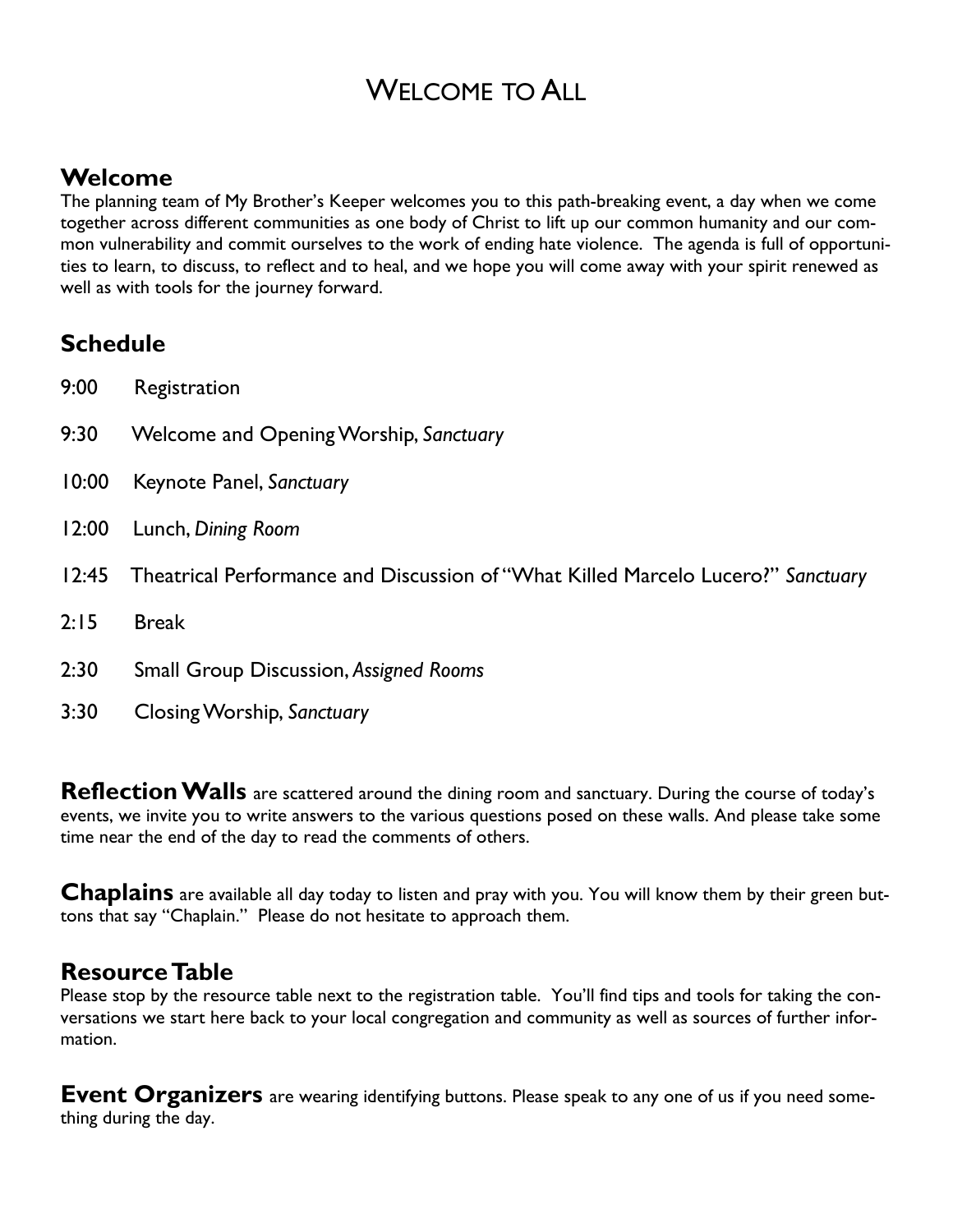# Welcome to All

## Welcome

The planning team of My Brother's Keeper welcomes you to this path-breaking event, a day when we come together across different communities as one body of Christ to lift up our common humanity and our common vulnerability and commit ourselves to the work of ending hate violence. The agenda is full of opportunities to learn, to discuss, to reflect and to heal, and we hope you will come away with your spirit renewed as well as with tools for the journey forward.

## Schedule

9:00 Registration

9:30 Welcome and Opening Worship, *Sanctuary*

10:00 Keynote Panel, *Sanctuary*

12:00 Lunch, *Dining Room*

12:45 Theatrical Performance and Discussion of "What Killed Marcelo Lucero?" *Sanctuary*

2:15 Break

2:30 Small Group Discussion, *Assigned Rooms*

3:30 Closing Worship, *Sanctuary*

**Reflection Walls** are scattered around the dining room and sanctuary. During the course of today's events, we invite you to write answers to the various questions posed on these walls. And please take some time near the end of the day to read the comments of others.

**Chaplains** are available all day today to listen and pray with you. You will know them by their green buttons that say "Chaplain." Please do not hesitate to approach them.

## Resource Table

Please stop by the resource table next to the registration table. You'll find tips and tools for taking the conversations we start here back to your local congregation and community as well as sources of further information.

**Event Organizers** are wearing identifying buttons. Please speak to any one of us if you need something during the day.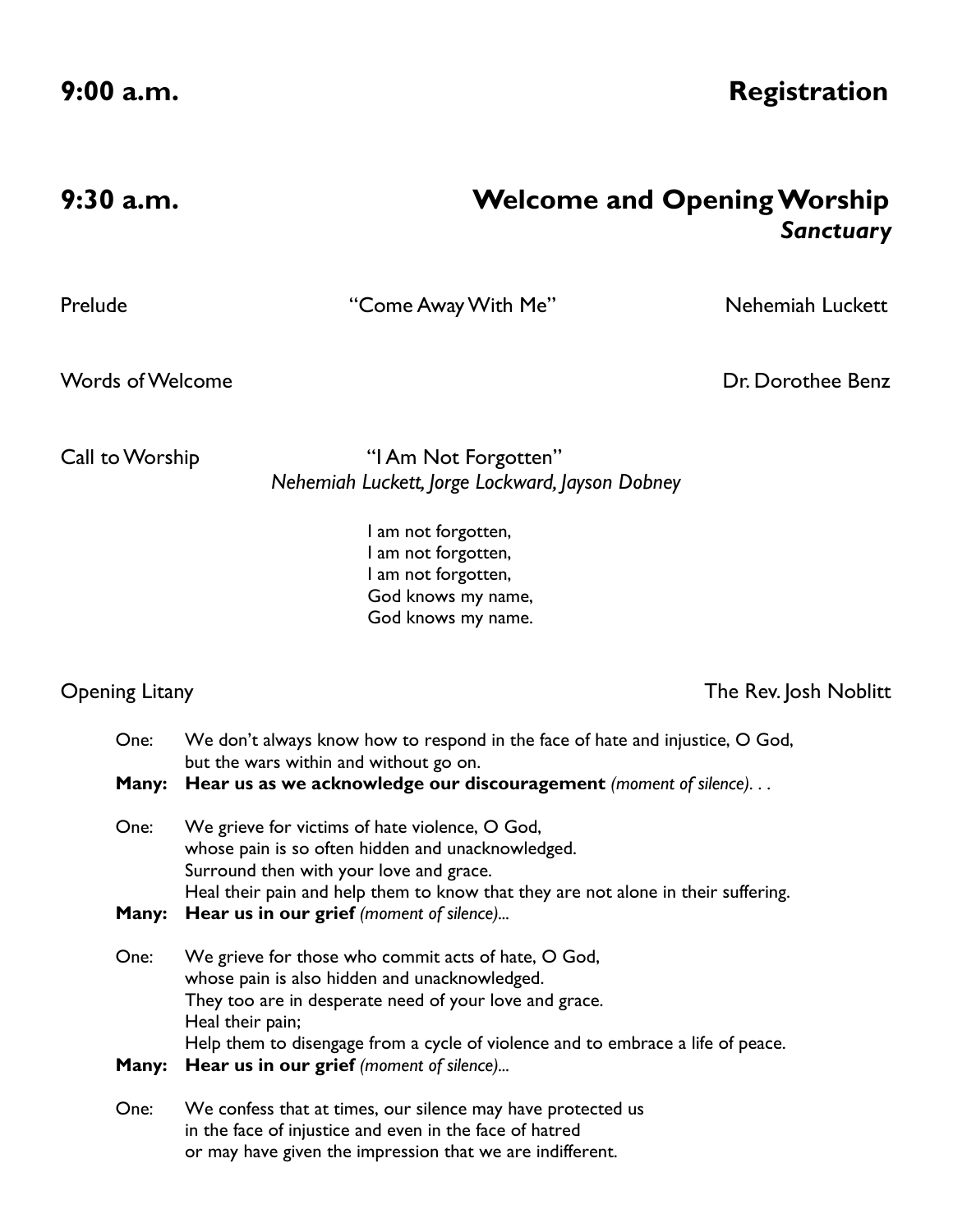## 9:00 a.m. — Registration

## 9:30 a.m. — Welcome and Opening Worship
***Sanctuary***

Prelude — "Come Away With Me" — Nehemiah Luckett

Words of Welcome — Dr. Dorothee Benz

Call to Worship — "I Am Not Forgotten"
*Nehemiah Luckett, Jorge Lockward, Jayson Dobney*

I am not forgotten,
I am not forgotten,
I am not forgotten,
God knows my name,
God knows my name.

Opening Litany — The Rev. Josh Noblitt

One: We don't always know how to respond in the face of hate and injustice, O God,
but the wars within and without go on.
**Many: Hear us as we acknowledge our discouragement** *(moment of silence). . .*

One: We grieve for victims of hate violence, O God,
whose pain is so often hidden and unacknowledged.
Surround then with your love and grace.
Heal their pain and help them to know that they are not alone in their suffering.
**Many: Hear us in our grief** *(moment of silence)...*

One: We grieve for those who commit acts of hate, O God,
whose pain is also hidden and unacknowledged.
They too are in desperate need of your love and grace.
Heal their pain;
Help them to disengage from a cycle of violence and to embrace a life of peace.
**Many: Hear us in our grief** *(moment of silence)...*

One: We confess that at times, our silence may have protected us
in the face of injustice and even in the face of hatred
or may have given the impression that we are indifferent.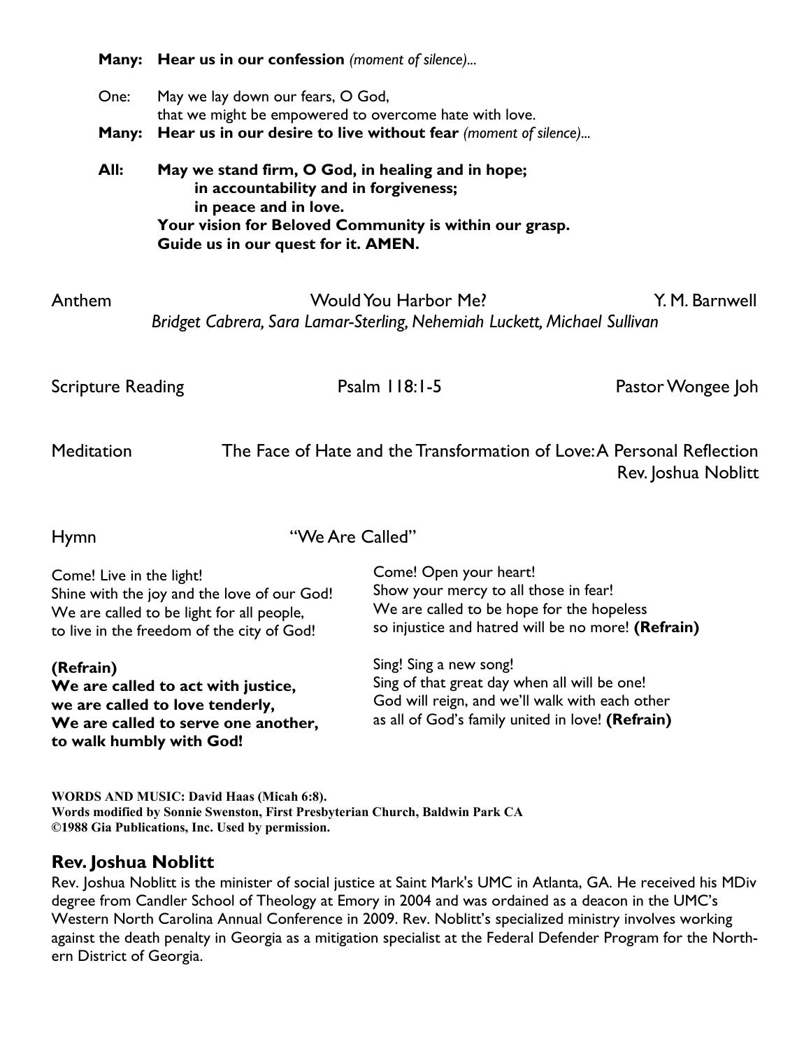**Many:** **Hear us in our confession** *(moment of silence)...*

One: May we lay down our fears, O God,
that we might be empowered to overcome hate with love.

**Many:** **Hear us in our desire to live without fear** *(moment of silence)...*

**All:** **May we stand firm, O God, in healing and in hope;**
**in accountability and in forgiveness;**
**in peace and in love.**
**Your vision for Beloved Community is within our grasp.**
**Guide us in our quest for it. AMEN.**

Anthem — Would You Harbor Me? — Y. M. Barnwell
*Bridget Cabrera, Sara Lamar-Sterling, Nehemiah Luckett, Michael Sullivan*

Scripture Reading — Psalm 118:1-5 — Pastor Wongee Joh

Meditation — The Face of Hate and the Transformation of Love: A Personal Reflection
Rev. Joshua Noblitt

Hymn — "We Are Called"

Come! Live in the light!
Shine with the joy and the love of our God!
We are called to be light for all people,
to live in the freedom of the city of God!

**(Refrain)**
**We are called to act with justice,**
**we are called to love tenderly,**
**We are called to serve one another,**
**to walk humbly with God!**

Come! Open your heart!
Show your mercy to all those in fear!
We are called to be hope for the hopeless
so injustice and hatred will be no more! **(Refrain)**

Sing! Sing a new song!
Sing of that great day when all will be one!
God will reign, and we'll walk with each other
as all of God's family united in love! **(Refrain)**

**WORDS AND MUSIC: David Haas (Micah 6:8).**
**Words modified by Sonnie Swenston, First Presbyterian Church, Baldwin Park CA**
**©1988 Gia Publications, Inc. Used by permission.**

## Rev. Joshua Noblitt

Rev. Joshua Noblitt is the minister of social justice at Saint Mark's UMC in Atlanta, GA. He received his MDiv degree from Candler School of Theology at Emory in 2004 and was ordained as a deacon in the UMC's Western North Carolina Annual Conference in 2009. Rev. Noblitt's specialized ministry involves working against the death penalty in Georgia as a mitigation specialist at the Federal Defender Program for the Northern District of Georgia.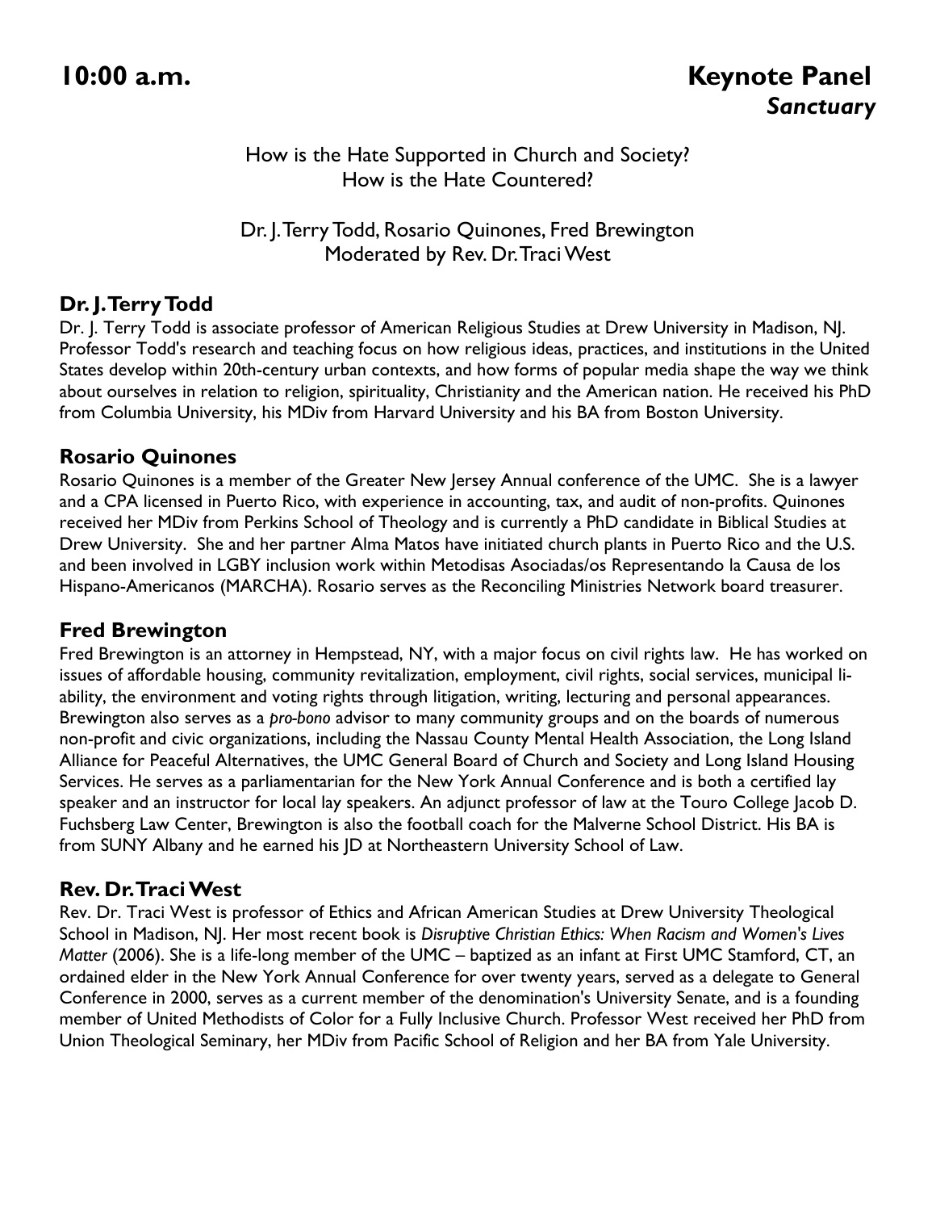## 10:00 a.m. Keynote Panel

***Sanctuary***

How is the Hate Supported in Church and Society?
How is the Hate Countered?

Dr. J. Terry Todd, Rosario Quinones, Fred Brewington
Moderated by Rev. Dr. Traci West

### Dr. J. Terry Todd

Dr. J. Terry Todd is associate professor of American Religious Studies at Drew University in Madison, NJ. Professor Todd's research and teaching focus on how religious ideas, practices, and institutions in the United States develop within 20th-century urban contexts, and how forms of popular media shape the way we think about ourselves in relation to religion, spirituality, Christianity and the American nation. He received his PhD from Columbia University, his MDiv from Harvard University and his BA from Boston University.

### Rosario Quinones

Rosario Quinones is a member of the Greater New Jersey Annual conference of the UMC. She is a lawyer and a CPA licensed in Puerto Rico, with experience in accounting, tax, and audit of non-profits. Quinones received her MDiv from Perkins School of Theology and is currently a PhD candidate in Biblical Studies at Drew University. She and her partner Alma Matos have initiated church plants in Puerto Rico and the U.S. and been involved in LGBY inclusion work within Metodisas Asociadas/os Representando la Causa de los Hispano-Americanos (MARCHA). Rosario serves as the Reconciling Ministries Network board treasurer.

### Fred Brewington

Fred Brewington is an attorney in Hempstead, NY, with a major focus on civil rights law. He has worked on issues of affordable housing, community revitalization, employment, civil rights, social services, municipal liability, the environment and voting rights through litigation, writing, lecturing and personal appearances. Brewington also serves as a *pro-bono* advisor to many community groups and on the boards of numerous non-profit and civic organizations, including the Nassau County Mental Health Association, the Long Island Alliance for Peaceful Alternatives, the UMC General Board of Church and Society and Long Island Housing Services. He serves as a parliamentarian for the New York Annual Conference and is both a certified lay speaker and an instructor for local lay speakers. An adjunct professor of law at the Touro College Jacob D. Fuchsberg Law Center, Brewington is also the football coach for the Malverne School District. His BA is from SUNY Albany and he earned his JD at Northeastern University School of Law.

### Rev. Dr. Traci West

Rev. Dr. Traci West is professor of Ethics and African American Studies at Drew University Theological School in Madison, NJ. Her most recent book is *Disruptive Christian Ethics: When Racism and Women's Lives Matter* (2006). She is a life-long member of the UMC – baptized as an infant at First UMC Stamford, CT, an ordained elder in the New York Annual Conference for over twenty years, served as a delegate to General Conference in 2000, serves as a current member of the denomination's University Senate, and is a founding member of United Methodists of Color for a Fully Inclusive Church. Professor West received her PhD from Union Theological Seminary, her MDiv from Pacific School of Religion and her BA from Yale University.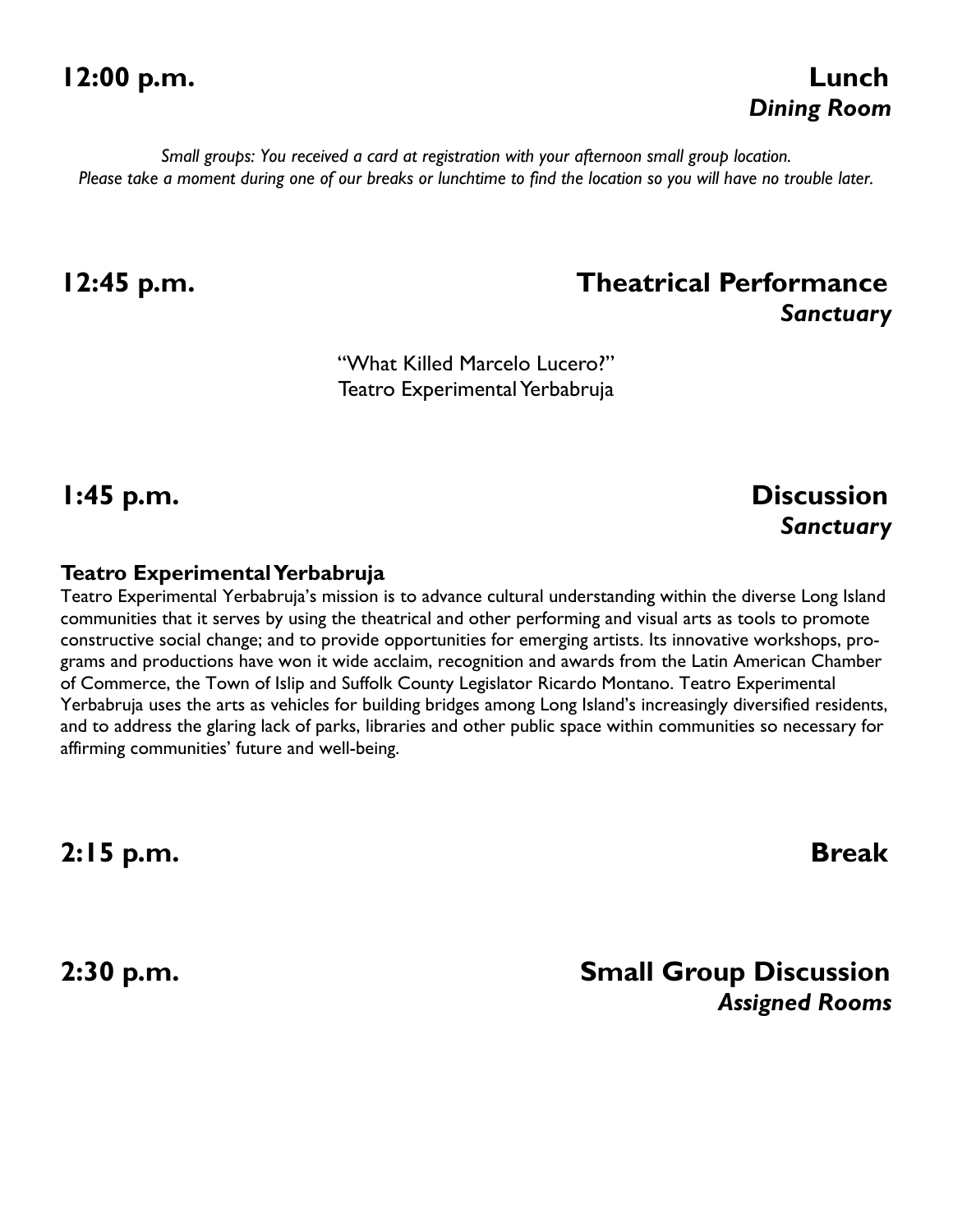## 12:00 p.m. Lunch

***Dining Room***

*Small groups: You received a card at registration with your afternoon small group location. Please take a moment during one of our breaks or lunchtime to find the location so you will have no trouble later.*

## 12:45 p.m. Theatrical Performance

***Sanctuary***

"What Killed Marcelo Lucero?"
Teatro Experimental Yerbabruja

## 1:45 p.m. Discussion

***Sanctuary***

**Teatro Experimental Yerbabruja**

Teatro Experimental Yerbabruja's mission is to advance cultural understanding within the diverse Long Island communities that it serves by using the theatrical and other performing and visual arts as tools to promote constructive social change; and to provide opportunities for emerging artists. Its innovative workshops, programs and productions have won it wide acclaim, recognition and awards from the Latin American Chamber of Commerce, the Town of Islip and Suffolk County Legislator Ricardo Montano. Teatro Experimental Yerbabruja uses the arts as vehicles for building bridges among Long Island's increasingly diversified residents, and to address the glaring lack of parks, libraries and other public space within communities so necessary for affirming communities' future and well-being.

## 2:15 p.m. Break

## 2:30 p.m. Small Group Discussion

***Assigned Rooms***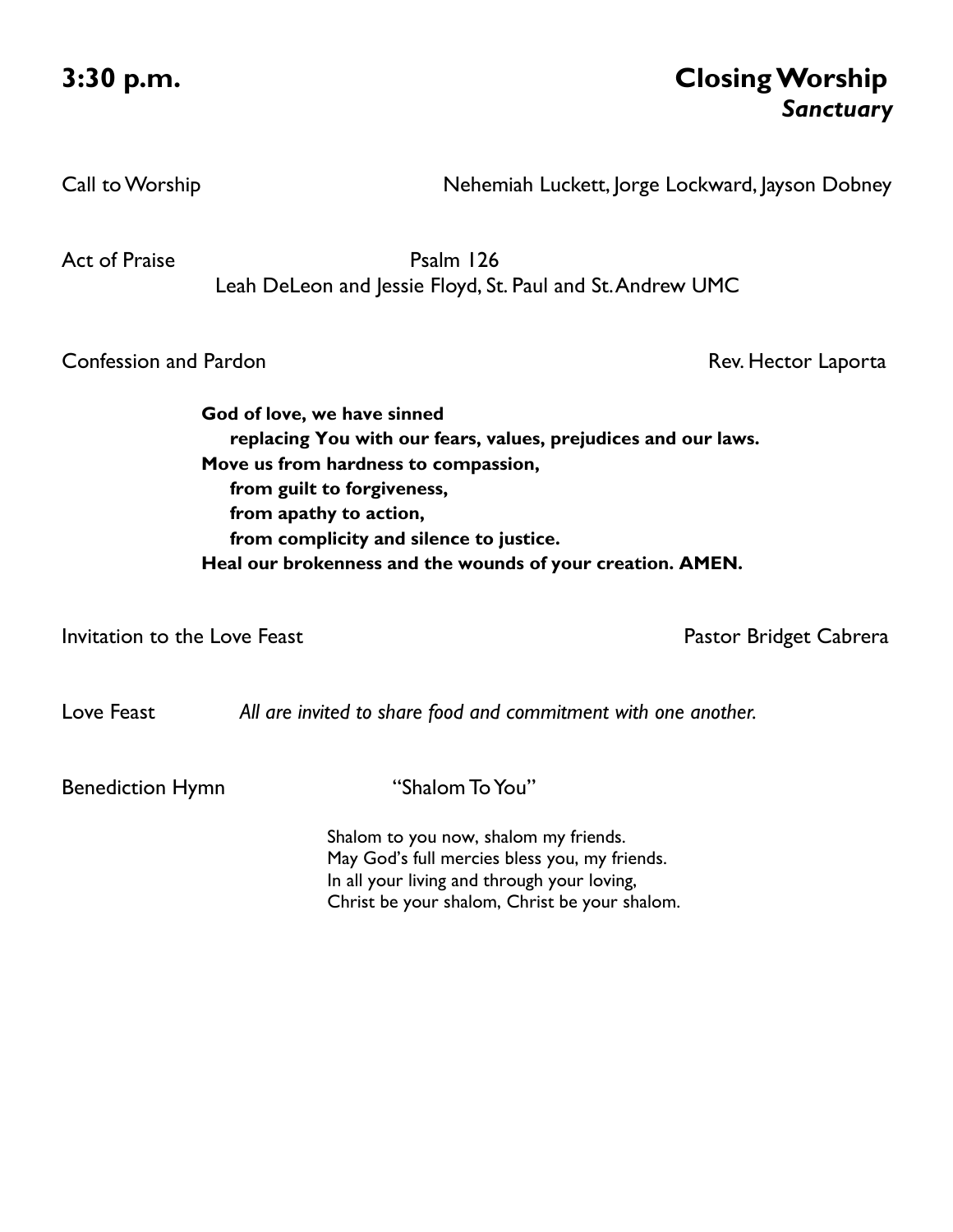## 3:30 p.m. — Closing Worship

***Sanctuary***

Call to Worship — Nehemiah Luckett, Jorge Lockward, Jayson Dobney

Act of Praise — Psalm 126
Leah DeLeon and Jessie Floyd, St. Paul and St. Andrew UMC

Confession and Pardon — Rev. Hector Laporta

**God of love, we have sinned**
**replacing You with our fears, values, prejudices and our laws.**
**Move us from hardness to compassion,**
**from guilt to forgiveness,**
**from apathy to action,**
**from complicity and silence to justice.**
**Heal our brokenness and the wounds of your creation. AMEN.**

Invitation to the Love Feast — Pastor Bridget Cabrera

Love Feast — *All are invited to share food and commitment with one another.*

Benediction Hymn — "Shalom To You"

Shalom to you now, shalom my friends.
May God's full mercies bless you, my friends.
In all your living and through your loving,
Christ be your shalom, Christ be your shalom.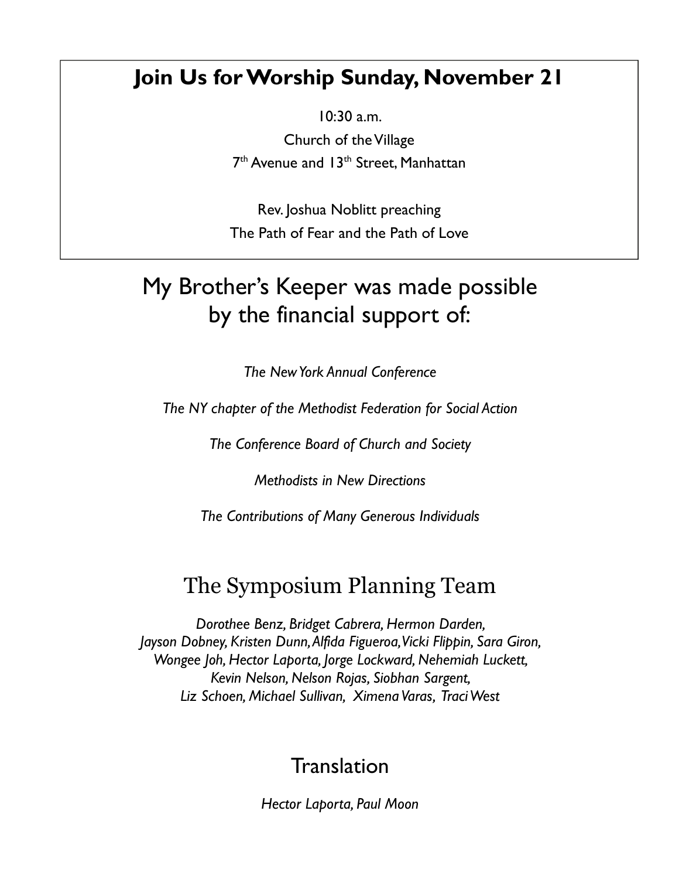## Join Us for Worship Sunday, November 21

10:30 a.m.

Church of the Village

7th Avenue and 13th Street, Manhattan

Rev. Joshua Noblitt preaching

The Path of Fear and the Path of Love

# My Brother's Keeper was made possible by the financial support of:

*The New York Annual Conference*

*The NY chapter of the Methodist Federation for Social Action*

*The Conference Board of Church and Society*

*Methodists in New Directions*

*The Contributions of Many Generous Individuals*

## The Symposium Planning Team

*Dorothee Benz, Bridget Cabrera, Hermon Darden, Jayson Dobney, Kristen Dunn, Alfida Figueroa, Vicki Flippin, Sara Giron, Wongee Joh, Hector Laporta, Jorge Lockward, Nehemiah Luckett, Kevin Nelson, Nelson Rojas, Siobhan Sargent, Liz Schoen, Michael Sullivan, Ximena Varas, Traci West*

## Translation

*Hector Laporta, Paul Moon*